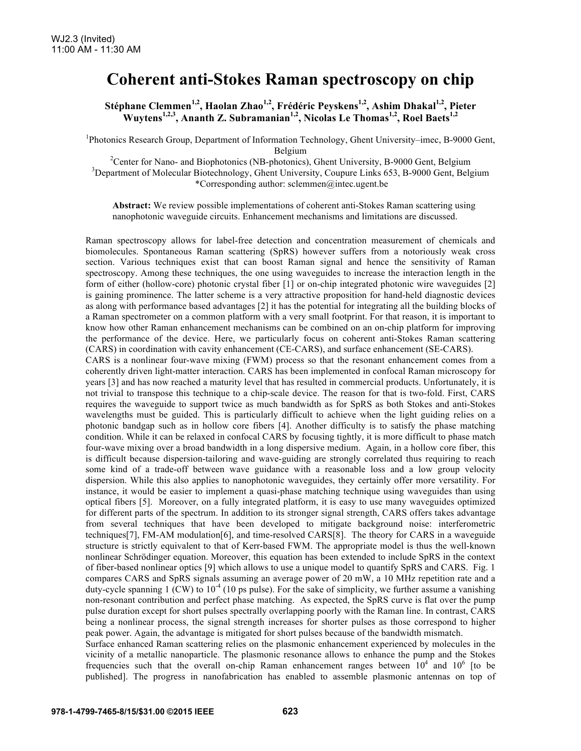# Coherent anti-Stokes Raman spectroscopy on chip

**Stéphane Clemmen[1,2], Haolan Zhao[1,2], Frédéric Peyskens[1,2], Ashim Dhakal[1,2], Pieter Wuytens[1,2,3], Ananth Z. Subramanian[1,2], Nicolas Le Thomas[1,2], Roel Baets[1,2]**

[1]Photonics Research Group, Department of Information Technology, Ghent University–imec, B-9000 Gent, Belgium
[2]Center for Nano- and Biophotonics (NB-photonics), Ghent University, B-9000 Gent, Belgium
[3]Department of Molecular Biotechnology, Ghent University, Coupure Links 653, B-9000 Gent, Belgium
*Corresponding author: sclemmen@intec.ugent.be

**Abstract:** We review possible implementations of coherent anti-Stokes Raman scattering using nanophotonic waveguide circuits. Enhancement mechanisms and limitations are discussed.

Raman spectroscopy allows for label-free detection and concentration measurement of chemicals and biomolecules. Spontaneous Raman scattering (SpRS) however suffers from a notoriously weak cross section. Various techniques exist that can boost Raman signal and hence the sensitivity of Raman spectroscopy. Among these techniques, the one using waveguides to increase the interaction length in the form of either (hollow-core) photonic crystal fiber [1] or on-chip integrated photonic wire waveguides [2] is gaining prominence. The latter scheme is a very attractive proposition for hand-held diagnostic devices as along with performance based advantages [2] it has the potential for integrating all the building blocks of a Raman spectrometer on a common platform with a very small footprint. For that reason, it is important to know how other Raman enhancement mechanisms can be combined on an on-chip platform for improving the performance of the device. Here, we particularly focus on coherent anti-Stokes Raman scattering (CARS) in coordination with cavity enhancement (CE-CARS), and surface enhancement (SE-CARS).

CARS is a nonlinear four-wave mixing (FWM) process so that the resonant enhancement comes from a coherently driven light-matter interaction. CARS has been implemented in confocal Raman microscopy for years [3] and has now reached a maturity level that has resulted in commercial products. Unfortunately, it is not trivial to transpose this technique to a chip-scale device. The reason for that is two-fold. First, CARS requires the waveguide to support twice as much bandwidth as for SpRS as both Stokes and anti-Stokes wavelengths must be guided. This is particularly difficult to achieve when the light guiding relies on a photonic bandgap such as in hollow core fibers [4]. Another difficulty is to satisfy the phase matching condition. While it can be relaxed in confocal CARS by focusing tightly, it is more difficult to phase match four-wave mixing over a broad bandwidth in a long dispersive medium. Again, in a hollow core fiber, this is difficult because dispersion-tailoring and wave-guiding are strongly correlated thus requiring to reach some kind of a trade-off between wave guidance with a reasonable loss and a low group velocity dispersion. While this also applies to nanophotonic waveguides, they certainly offer more versatility. For instance, it would be easier to implement a quasi-phase matching technique using waveguides than using optical fibers [5]. Moreover, on a fully integrated platform, it is easy to use many waveguides optimized for different parts of the spectrum. In addition to its stronger signal strength, CARS offers takes advantage from several techniques that have been developed to mitigate background noise: interferometric techniques[7], FM-AM modulation[6], and time-resolved CARS[8]. The theory for CARS in a waveguide structure is strictly equivalent to that of Kerr-based FWM. The appropriate model is thus the well-known nonlinear Schrödinger equation. Moreover, this equation has been extended to include SpRS in the context of fiber-based nonlinear optics [9] which allows to use a unique model to quantify SpRS and CARS. Fig. 1 compares CARS and SpRS signals assuming an average power of 20 mW, a 10 MHz repetition rate and a duty-cycle spanning 1 (CW) to $10^{-4}$ (10 ps pulse). For the sake of simplicity, we further assume a vanishing non-resonant contribution and perfect phase matching. As expected, the SpRS curve is flat over the pump pulse duration except for short pulses spectrally overlapping poorly with the Raman line. In contrast, CARS being a nonlinear process, the signal strength increases for shorter pulses as those correspond to higher peak power. Again, the advantage is mitigated for short pulses because of the bandwidth mismatch.

Surface enhanced Raman scattering relies on the plasmonic enhancement experienced by molecules in the vicinity of a metallic nanoparticle. The plasmonic resonance allows to enhance the pump and the Stokes frequencies such that the overall on-chip Raman enhancement ranges between $10^4$ and $10^6$ [to be published]. The progress in nanofabrication has enabled to assemble plasmonic antennas on top of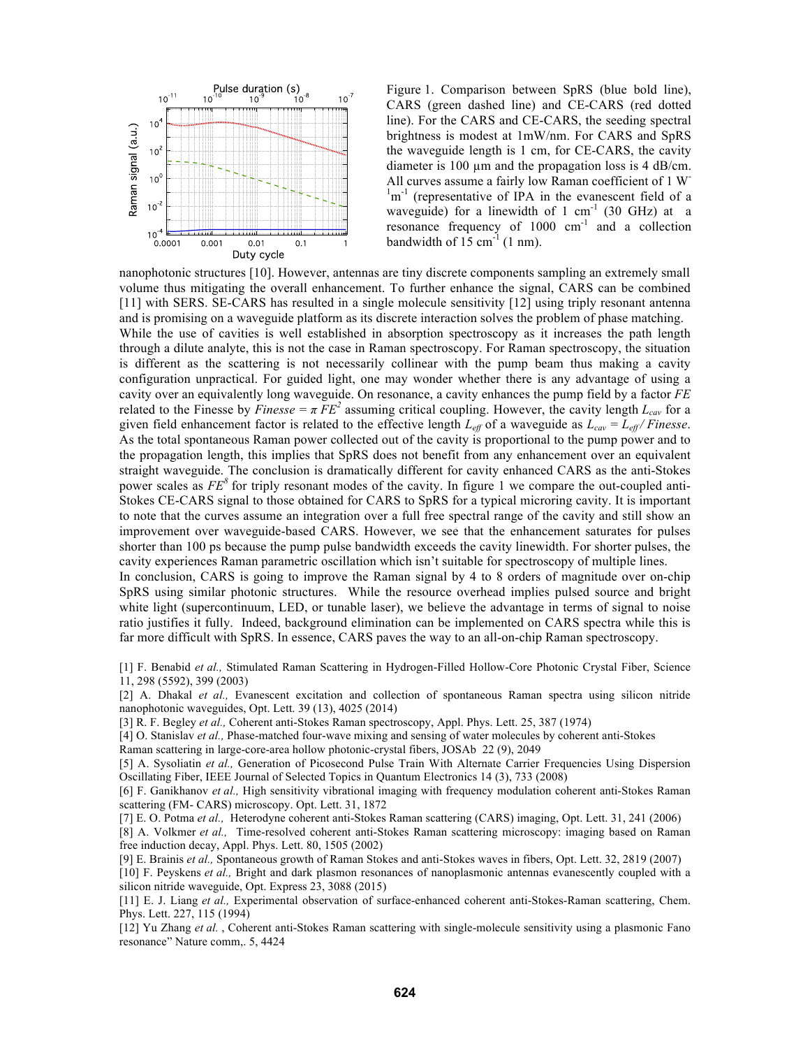Pulse duration (s)

10^-11 10^-10 10^-9 10^-8 10^-7

Raman signal (a.u.)

10^4 10^2 10^0 10^-2 10^-4

0.0001 0.001 0.01 0.1 1

Duty cycle

Figure 1. Comparison between SpRS (blue bold line), CARS (green dashed line) and CE-CARS (red dotted line). For the CARS and CE-CARS, the seeding spectral brightness is modest at 1mW/nm. For CARS and SpRS the waveguide length is 1 cm, for CE-CARS, the cavity diameter is 100 µm and the propagation loss is 4 dB/cm. All curves assume a fairly low Raman coefficient of 1 $W^{-1}m^{-1}$ (representative of IPA in the evanescent field of a waveguide) for a linewidth of 1 $cm^{-1}$ (30 GHz) at a resonance frequency of 1000 $cm^{-1}$ and a collection bandwidth of 15 $cm^{-1}$ (1 nm).

nanophotonic structures [10]. However, antennas are tiny discrete components sampling an extremely small volume thus mitigating the overall enhancement. To further enhance the signal, CARS can be combined [11] with SERS. SE-CARS has resulted in a single molecule sensitivity [12] using triply resonant antenna and is promising on a waveguide platform as its discrete interaction solves the problem of phase matching.

While the use of cavities is well established in absorption spectroscopy as it increases the path length through a dilute analyte, this is not the case in Raman spectroscopy. For Raman spectroscopy, the situation is different as the scattering is not necessarily collinear with the pump beam thus making a cavity configuration unpractical. For guided light, one may wonder whether there is any advantage of using a cavity over an equivalently long waveguide. On resonance, a cavity enhances the pump field by a factor *FE* related to the Finesse by $Finesse = \pi FE^2$ assuming critical coupling. However, the cavity length $L_{cav}$ for a given field enhancement factor is related to the effective length $L_{eff}$ of a waveguide as $L_{cav} = L_{eff} / Finesse$. As the total spontaneous Raman power collected out of the cavity is proportional to the pump power and to the propagation length, this implies that SpRS does not benefit from any enhancement over an equivalent straight waveguide. The conclusion is dramatically different for cavity enhanced CARS as the anti-Stokes power scales as $FE^8$ for triply resonant modes of the cavity. In figure 1 we compare the out-coupled anti-Stokes CE-CARS signal to those obtained for CARS to SpRS for a typical microring cavity. It is important to note that the curves assume an integration over a full free spectral range of the cavity and still show an improvement over waveguide-based CARS. However, we see that the enhancement saturates for pulses shorter than 100 ps because the pump pulse bandwidth exceeds the cavity linewidth. For shorter pulses, the cavity experiences Raman parametric oscillation which isn't suitable for spectroscopy of multiple lines.

In conclusion, CARS is going to improve the Raman signal by 4 to 8 orders of magnitude over on-chip SpRS using similar photonic structures. While the resource overhead implies pulsed source and bright white light (supercontinuum, LED, or tunable laser), we believe the advantage in terms of signal to noise ratio justifies it fully. Indeed, background elimination can be implemented on CARS spectra while this is far more difficult with SpRS. In essence, CARS paves the way to an all-on-chip Raman spectroscopy.

[1] F. Benabid *et al.,* Stimulated Raman Scattering in Hydrogen-Filled Hollow-Core Photonic Crystal Fiber, Science 11, 298 (5592), 399 (2003)

[2] A. Dhakal *et al.,* Evanescent excitation and collection of spontaneous Raman spectra using silicon nitride nanophotonic waveguides, Opt. Lett. 39 (13), 4025 (2014)

[3] R. F. Begley *et al.,* Coherent anti-Stokes Raman spectroscopy, Appl. Phys. Lett. 25, 387 (1974)

[4] O. Stanislav *et al.,* Phase-matched four-wave mixing and sensing of water molecules by coherent anti-Stokes Raman scattering in large-core-area hollow photonic-crystal fibers, JOSAb 22 (9), 2049

[5] A. Sysoliatin *et al.,* Generation of Picosecond Pulse Train With Alternate Carrier Frequencies Using Dispersion Oscillating Fiber, IEEE Journal of Selected Topics in Quantum Electronics 14 (3), 733 (2008)

[6] F. Ganikhanov *et al.,* High sensitivity vibrational imaging with frequency modulation coherent anti-Stokes Raman scattering (FM- CARS) microscopy. Opt. Lett. 31, 1872

[7] E. O. Potma *et al.,* Heterodyne coherent anti-Stokes Raman scattering (CARS) imaging, Opt. Lett. 31, 241 (2006)

[8] A. Volkmer *et al.,* Time-resolved coherent anti-Stokes Raman scattering microscopy: imaging based on Raman free induction decay, Appl. Phys. Lett. 80, 1505 (2002)

[9] E. Brainis *et al.,* Spontaneous growth of Raman Stokes and anti-Stokes waves in fibers, Opt. Lett. 32, 2819 (2007)

[10] F. Peyskens *et al.,* Bright and dark plasmon resonances of nanoplasmonic antennas evanescently coupled with a silicon nitride waveguide, Opt. Express 23, 3088 (2015)

[11] E. J. Liang *et al.,* Experimental observation of surface-enhanced coherent anti-Stokes-Raman scattering, Chem. Phys. Lett. 227, 115 (1994)

[12] Yu Zhang *et al.* , Coherent anti-Stokes Raman scattering with single-molecule sensitivity using a plasmonic Fano resonance" Nature comm,. 5, 4424